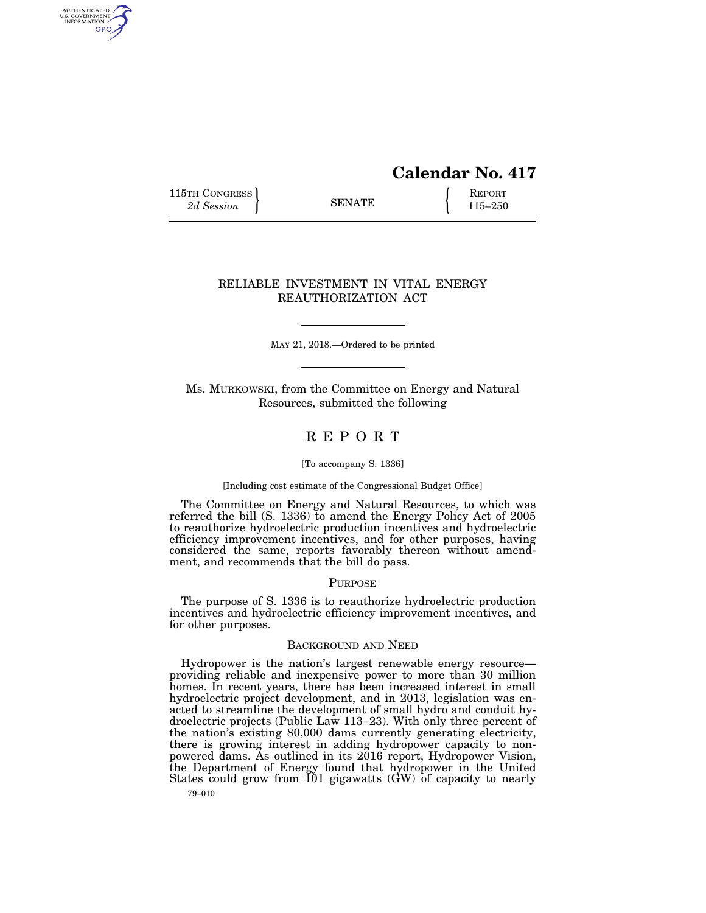# Calendar No. 417

115TH CONGRESS
*2d Session*

SENATE

REPORT
115–250

## RELIABLE INVESTMENT IN VITAL ENERGY REAUTHORIZATION ACT

MAY 21, 2018.—Ordered to be printed

Ms. MURKOWSKI, from the Committee on Energy and Natural Resources, submitted the following

## R E P O R T

[To accompany S. 1336]

[Including cost estimate of the Congressional Budget Office]

The Committee on Energy and Natural Resources, to which was referred the bill (S. 1336) to amend the Energy Policy Act of 2005 to reauthorize hydroelectric production incentives and hydroelectric efficiency improvement incentives, and for other purposes, having considered the same, reports favorably thereon without amendment, and recommends that the bill do pass.

### PURPOSE

The purpose of S. 1336 is to reauthorize hydroelectric production incentives and hydroelectric efficiency improvement incentives, and for other purposes.

### BACKGROUND AND NEED

Hydropower is the nation's largest renewable energy resource—providing reliable and inexpensive power to more than 30 million homes. In recent years, there has been increased interest in small hydroelectric project development, and in 2013, legislation was enacted to streamline the development of small hydro and conduit hydroelectric projects (Public Law 113–23). With only three percent of the nation's existing 80,000 dams currently generating electricity, there is growing interest in adding hydropower capacity to non-powered dams. As outlined in its 2016 report, Hydropower Vision, the Department of Energy found that hydropower in the United States could grow from 101 gigawatts (GW) of capacity to nearly

79–010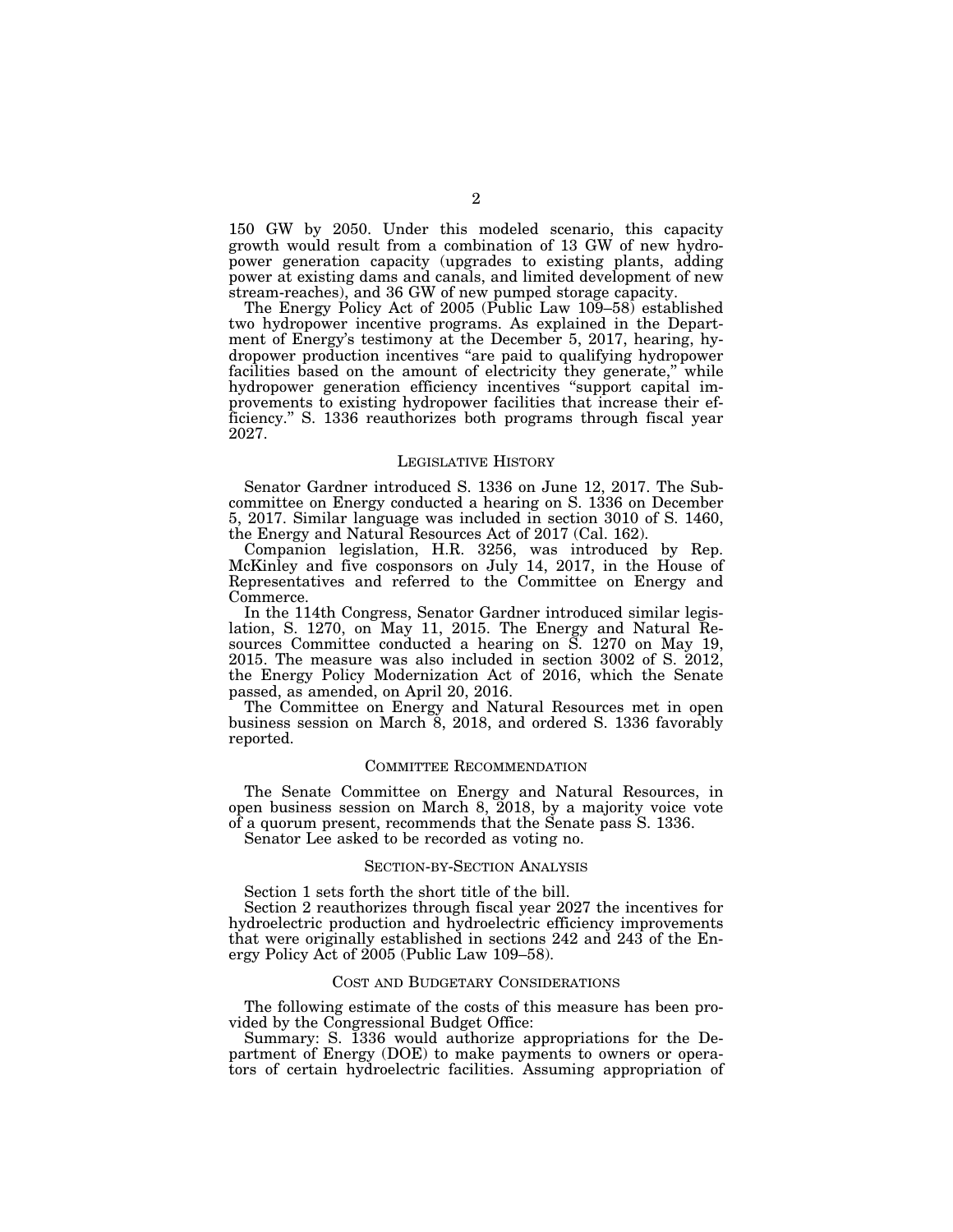150 GW by 2050. Under this modeled scenario, this capacity growth would result from a combination of 13 GW of new hydropower generation capacity (upgrades to existing plants, adding power at existing dams and canals, and limited development of new stream-reaches), and 36 GW of new pumped storage capacity.

The Energy Policy Act of 2005 (Public Law 109–58) established two hydropower incentive programs. As explained in the Department of Energy's testimony at the December 5, 2017, hearing, hydropower production incentives "are paid to qualifying hydropower facilities based on the amount of electricity they generate," while hydropower generation efficiency incentives "support capital improvements to existing hydropower facilities that increase their efficiency." S. 1336 reauthorizes both programs through fiscal year 2027.

## LEGISLATIVE HISTORY

Senator Gardner introduced S. 1336 on June 12, 2017. The Subcommittee on Energy conducted a hearing on S. 1336 on December 5, 2017. Similar language was included in section 3010 of S. 1460, the Energy and Natural Resources Act of 2017 (Cal. 162).

Companion legislation, H.R. 3256, was introduced by Rep. McKinley and five cosponsors on July 14, 2017, in the House of Representatives and referred to the Committee on Energy and Commerce.

In the 114th Congress, Senator Gardner introduced similar legislation, S. 1270, on May 11, 2015. The Energy and Natural Resources Committee conducted a hearing on S. 1270 on May 19, 2015. The measure was also included in section 3002 of S. 2012, the Energy Policy Modernization Act of 2016, which the Senate passed, as amended, on April 20, 2016.

The Committee on Energy and Natural Resources met in open business session on March 8, 2018, and ordered S. 1336 favorably reported.

## COMMITTEE RECOMMENDATION

The Senate Committee on Energy and Natural Resources, in open business session on March 8, 2018, by a majority voice vote of a quorum present, recommends that the Senate pass S. 1336.

Senator Lee asked to be recorded as voting no.

## SECTION-BY-SECTION ANALYSIS

Section 1 sets forth the short title of the bill.

Section 2 reauthorizes through fiscal year 2027 the incentives for hydroelectric production and hydroelectric efficiency improvements that were originally established in sections 242 and 243 of the Energy Policy Act of 2005 (Public Law 109–58).

## COST AND BUDGETARY CONSIDERATIONS

The following estimate of the costs of this measure has been provided by the Congressional Budget Office:

Summary: S. 1336 would authorize appropriations for the Department of Energy (DOE) to make payments to owners or operators of certain hydroelectric facilities. Assuming appropriation of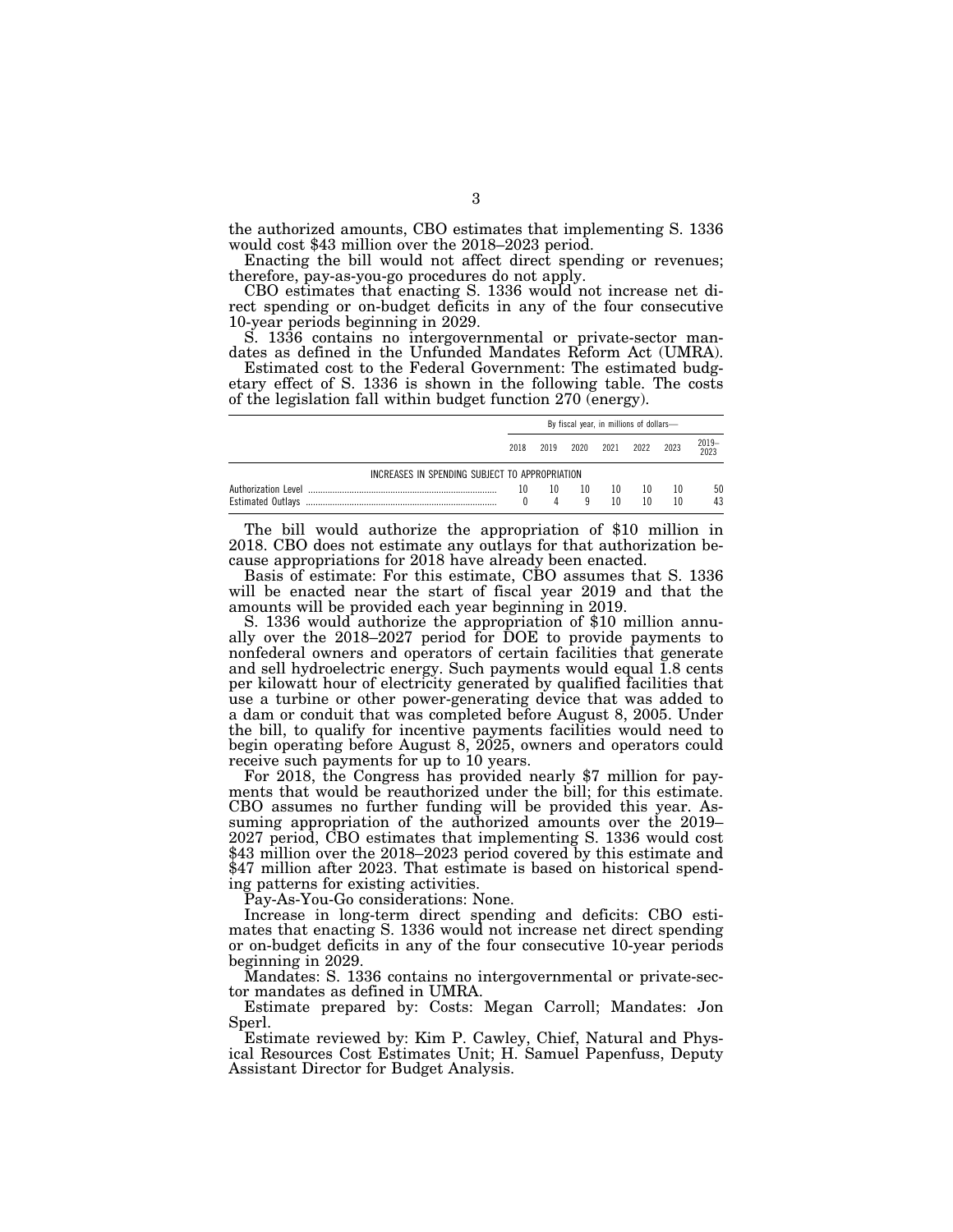the authorized amounts, CBO estimates that implementing S. 1336 would cost $43 million over the 2018–2023 period.

Enacting the bill would not affect direct spending or revenues; therefore, pay-as-you-go procedures do not apply.

CBO estimates that enacting S. 1336 would not increase net direct spending or on-budget deficits in any of the four consecutive 10-year periods beginning in 2029.

S. 1336 contains no intergovernmental or private-sector mandates as defined in the Unfunded Mandates Reform Act (UMRA).

Estimated cost to the Federal Government: The estimated budgetary effect of S. 1336 is shown in the following table. The costs of the legislation fall within budget function 270 (energy).

| | By fiscal year, in millions of dollars— | | | | | | |
|---|---|---|---|---|---|---|---|
| | 2018 | 2019 | 2020 | 2021 | 2022 | 2023 | 2019–2023 |
| INCREASES IN SPENDING SUBJECT TO APPROPRIATION | | | | | | | |
| Authorization Level | 10 | 10 | 10 | 10 | 10 | 10 | 50 |
| Estimated Outlays | 0 | 4 | 9 | 10 | 10 | 10 | 43 |

The bill would authorize the appropriation of $10 million in 2018. CBO does not estimate any outlays for that authorization because appropriations for 2018 have already been enacted.

Basis of estimate: For this estimate, CBO assumes that S. 1336 will be enacted near the start of fiscal year 2019 and that the amounts will be provided each year beginning in 2019.

S. 1336 would authorize the appropriation of $10 million annually over the 2018–2027 period for DOE to provide payments to nonfederal owners and operators of certain facilities that generate and sell hydroelectric energy. Such payments would equal 1.8 cents per kilowatt hour of electricity generated by qualified facilities that use a turbine or other power-generating device that was added to a dam or conduit that was completed before August 8, 2005. Under the bill, to qualify for incentive payments facilities would need to begin operating before August 8, 2025, owners and operators could receive such payments for up to 10 years.

For 2018, the Congress has provided nearly $7 million for payments that would be reauthorized under the bill; for this estimate. CBO assumes no further funding will be provided this year. Assuming appropriation of the authorized amounts over the 2019–2027 period, CBO estimates that implementing S. 1336 would cost $43 million over the 2018–2023 period covered by this estimate and $47 million after 2023. That estimate is based on historical spending patterns for existing activities.

Pay-As-You-Go considerations: None.

Increase in long-term direct spending and deficits: CBO estimates that enacting S. 1336 would not increase net direct spending or on-budget deficits in any of the four consecutive 10-year periods beginning in 2029.

Mandates: S. 1336 contains no intergovernmental or private-sector mandates as defined in UMRA.

Estimate prepared by: Costs: Megan Carroll; Mandates: Jon Sperl.

Estimate reviewed by: Kim P. Cawley, Chief, Natural and Physical Resources Cost Estimates Unit; H. Samuel Papenfuss, Deputy Assistant Director for Budget Analysis.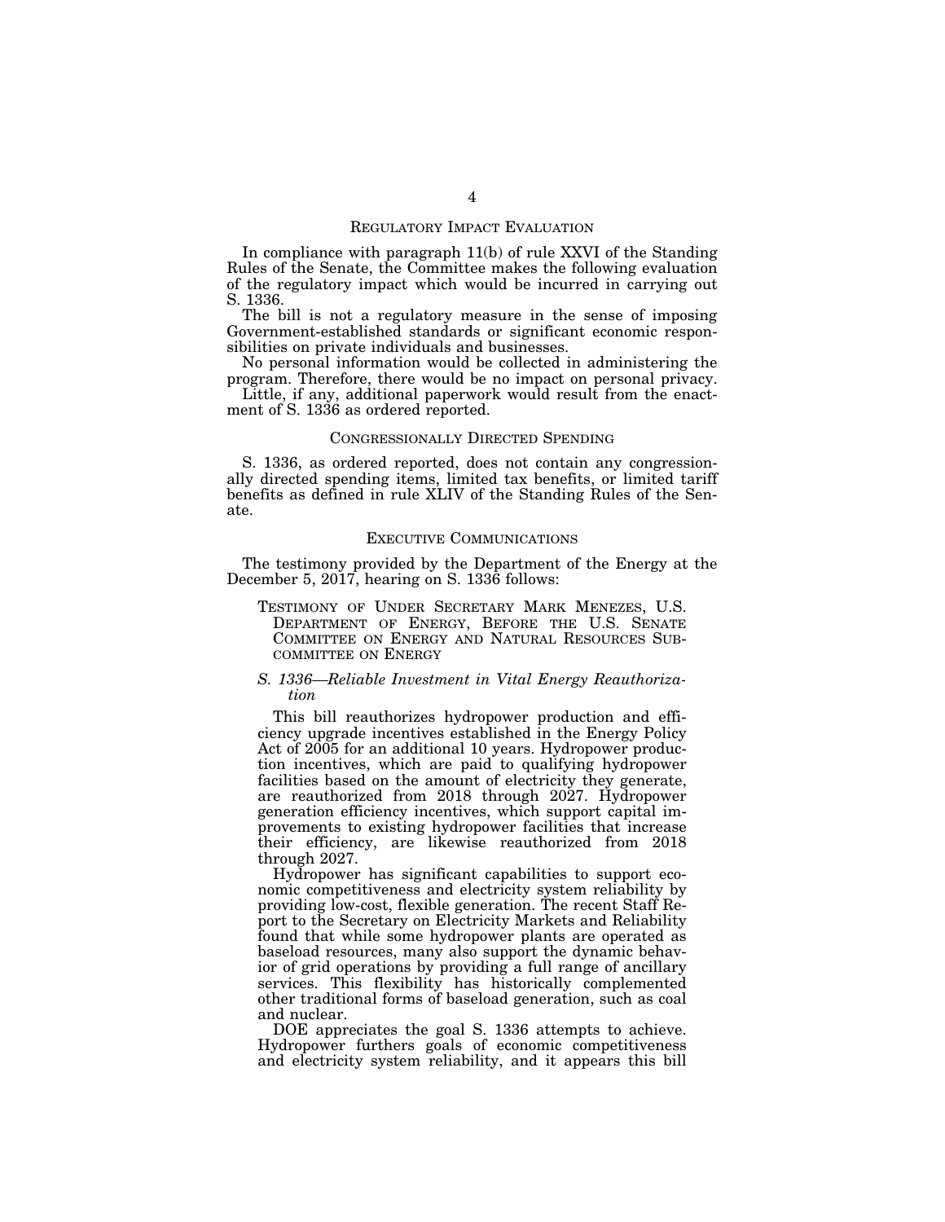## REGULATORY IMPACT EVALUATION

In compliance with paragraph 11(b) of rule XXVI of the Standing Rules of the Senate, the Committee makes the following evaluation of the regulatory impact which would be incurred in carrying out S. 1336.

The bill is not a regulatory measure in the sense of imposing Government-established standards or significant economic responsibilities on private individuals and businesses.

No personal information would be collected in administering the program. Therefore, there would be no impact on personal privacy.

Little, if any, additional paperwork would result from the enactment of S. 1336 as ordered reported.

## CONGRESSIONALLY DIRECTED SPENDING

S. 1336, as ordered reported, does not contain any congressionally directed spending items, limited tax benefits, or limited tariff benefits as defined in rule XLIV of the Standing Rules of the Senate.

## EXECUTIVE COMMUNICATIONS

The testimony provided by the Department of the Energy at the December 5, 2017, hearing on S. 1336 follows:

TESTIMONY OF UNDER SECRETARY MARK MENEZES, U.S. DEPARTMENT OF ENERGY, BEFORE THE U.S. SENATE COMMITTEE ON ENERGY AND NATURAL RESOURCES SUBCOMMITTEE ON ENERGY

*S. 1336—Reliable Investment in Vital Energy Reauthorization*

This bill reauthorizes hydropower production and efficiency upgrade incentives established in the Energy Policy Act of 2005 for an additional 10 years. Hydropower production incentives, which are paid to qualifying hydropower facilities based on the amount of electricity they generate, are reauthorized from 2018 through 2027. Hydropower generation efficiency incentives, which support capital improvements to existing hydropower facilities that increase their efficiency, are likewise reauthorized from 2018 through 2027.

Hydropower has significant capabilities to support economic competitiveness and electricity system reliability by providing low-cost, flexible generation. The recent Staff Report to the Secretary on Electricity Markets and Reliability found that while some hydropower plants are operated as baseload resources, many also support the dynamic behavior of grid operations by providing a full range of ancillary services. This flexibility has historically complemented other traditional forms of baseload generation, such as coal and nuclear.

DOE appreciates the goal S. 1336 attempts to achieve. Hydropower furthers goals of economic competitiveness and electricity system reliability, and it appears this bill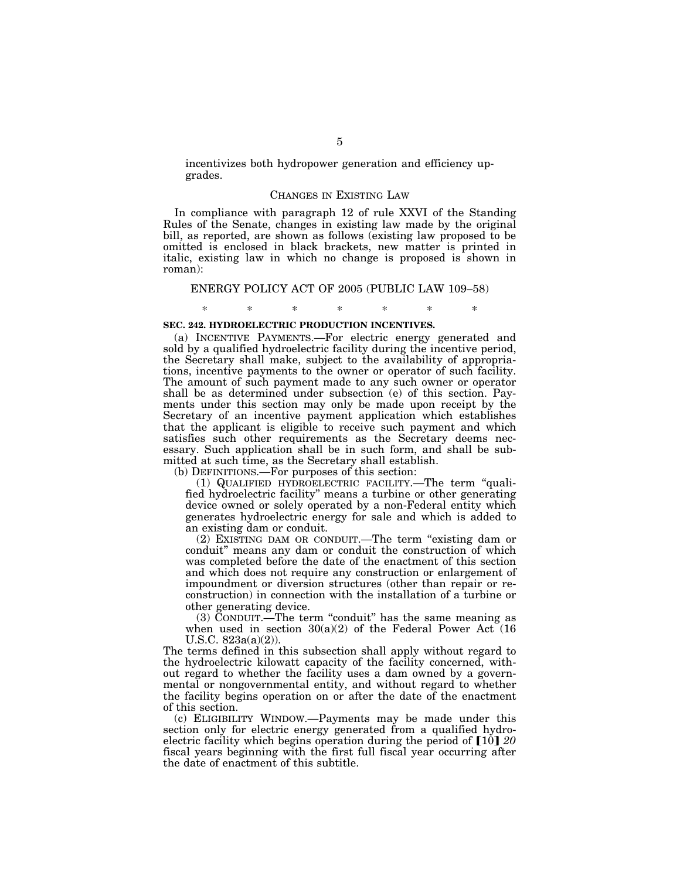incentivizes both hydropower generation and efficiency upgrades.

## CHANGES IN EXISTING LAW

In compliance with paragraph 12 of rule XXVI of the Standing Rules of the Senate, changes in existing law made by the original bill, as reported, are shown as follows (existing law proposed to be omitted is enclosed in black brackets, new matter is printed in italic, existing law in which no change is proposed is shown in roman):

## ENERGY POLICY ACT OF 2005 (PUBLIC LAW 109–58)

\* \* \* \* \* \* \*

**SEC. 242. HYDROELECTRIC PRODUCTION INCENTIVES.**

(a) INCENTIVE PAYMENTS.—For electric energy generated and sold by a qualified hydroelectric facility during the incentive period, the Secretary shall make, subject to the availability of appropriations, incentive payments to the owner or operator of such facility. The amount of such payment made to any such owner or operator shall be as determined under subsection (e) of this section. Payments under this section may only be made upon receipt by the Secretary of an incentive payment application which establishes that the applicant is eligible to receive such payment and which satisfies such other requirements as the Secretary deems necessary. Such application shall be in such form, and shall be submitted at such time, as the Secretary shall establish.

(b) DEFINITIONS.—For purposes of this section:

(1) QUALIFIED HYDROELECTRIC FACILITY.—The term "qualified hydroelectric facility" means a turbine or other generating device owned or solely operated by a non-Federal entity which generates hydroelectric energy for sale and which is added to an existing dam or conduit.

(2) EXISTING DAM OR CONDUIT.—The term "existing dam or conduit" means any dam or conduit the construction of which was completed before the date of the enactment of this section and which does not require any construction or enlargement of impoundment or diversion structures (other than repair or reconstruction) in connection with the installation of a turbine or other generating device.

(3) CONDUIT.—The term "conduit" has the same meaning as when used in section 30(a)(2) of the Federal Power Act (16 U.S.C. 823a(a)(2)).

The terms defined in this subsection shall apply without regard to the hydroelectric kilowatt capacity of the facility concerned, without regard to whether the facility uses a dam owned by a governmental or nongovernmental entity, and without regard to whether the facility begins operation on or after the date of the enactment of this section.

(c) ELIGIBILITY WINDOW.—Payments may be made under this section only for electric energy generated from a qualified hydroelectric facility which begins operation during the period of [10] *20* fiscal years beginning with the first full fiscal year occurring after the date of enactment of this subtitle.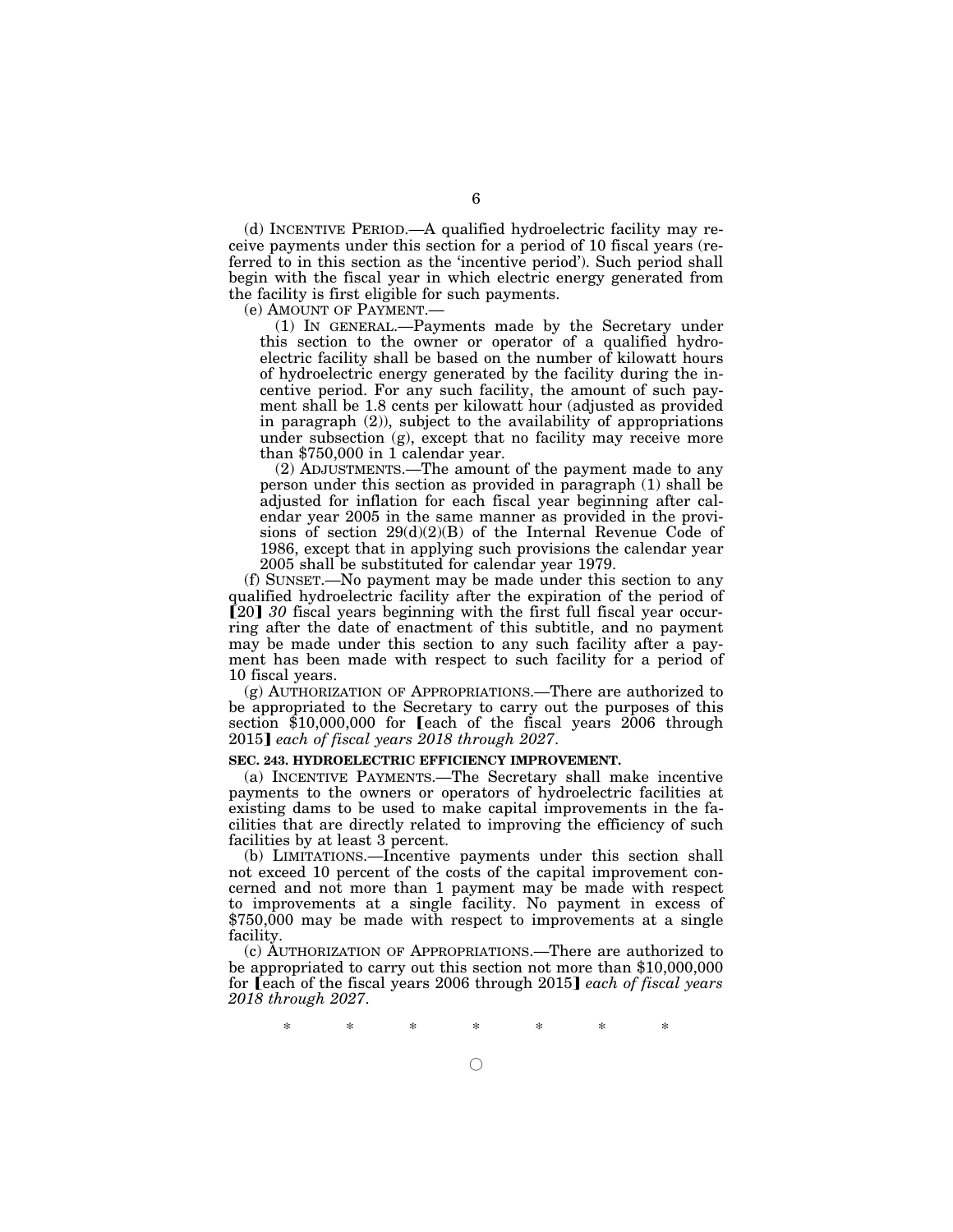(d) INCENTIVE PERIOD.—A qualified hydroelectric facility may receive payments under this section for a period of 10 fiscal years (referred to in this section as the 'incentive period'). Such period shall begin with the fiscal year in which electric energy generated from the facility is first eligible for such payments.

(e) AMOUNT OF PAYMENT.—

(1) IN GENERAL.—Payments made by the Secretary under this section to the owner or operator of a qualified hydroelectric facility shall be based on the number of kilowatt hours of hydroelectric energy generated by the facility during the incentive period. For any such facility, the amount of such payment shall be 1.8 cents per kilowatt hour (adjusted as provided in paragraph (2)), subject to the availability of appropriations under subsection (g), except that no facility may receive more than $750,000 in 1 calendar year.

(2) ADJUSTMENTS.—The amount of the payment made to any person under this section as provided in paragraph (1) shall be adjusted for inflation for each fiscal year beginning after calendar year 2005 in the same manner as provided in the provisions of section 29(d)(2)(B) of the Internal Revenue Code of 1986, except that in applying such provisions the calendar year 2005 shall be substituted for calendar year 1979.

(f) SUNSET.—No payment may be made under this section to any qualified hydroelectric facility after the expiration of the period of ⟦20⟧ *30* fiscal years beginning with the first full fiscal year occurring after the date of enactment of this subtitle, and no payment may be made under this section to any such facility after a payment has been made with respect to such facility for a period of 10 fiscal years.

(g) AUTHORIZATION OF APPROPRIATIONS.—There are authorized to be appropriated to the Secretary to carry out the purposes of this section $10,000,000 for ⟦each of the fiscal years 2006 through 2015⟧ *each of fiscal years 2018 through 2027*.

**SEC. 243. HYDROELECTRIC EFFICIENCY IMPROVEMENT.**

(a) INCENTIVE PAYMENTS.—The Secretary shall make incentive payments to the owners or operators of hydroelectric facilities at existing dams to be used to make capital improvements in the facilities that are directly related to improving the efficiency of such facilities by at least 3 percent.

(b) LIMITATIONS.—Incentive payments under this section shall not exceed 10 percent of the costs of the capital improvement concerned and not more than 1 payment may be made with respect to improvements at a single facility. No payment in excess of $750,000 may be made with respect to improvements at a single facility.

(c) AUTHORIZATION OF APPROPRIATIONS.—There are authorized to be appropriated to carry out this section not more than $10,000,000 for ⟦each of the fiscal years 2006 through 2015⟧ *each of fiscal years 2018 through 2027*.

\* \* \* \* \* \* \*